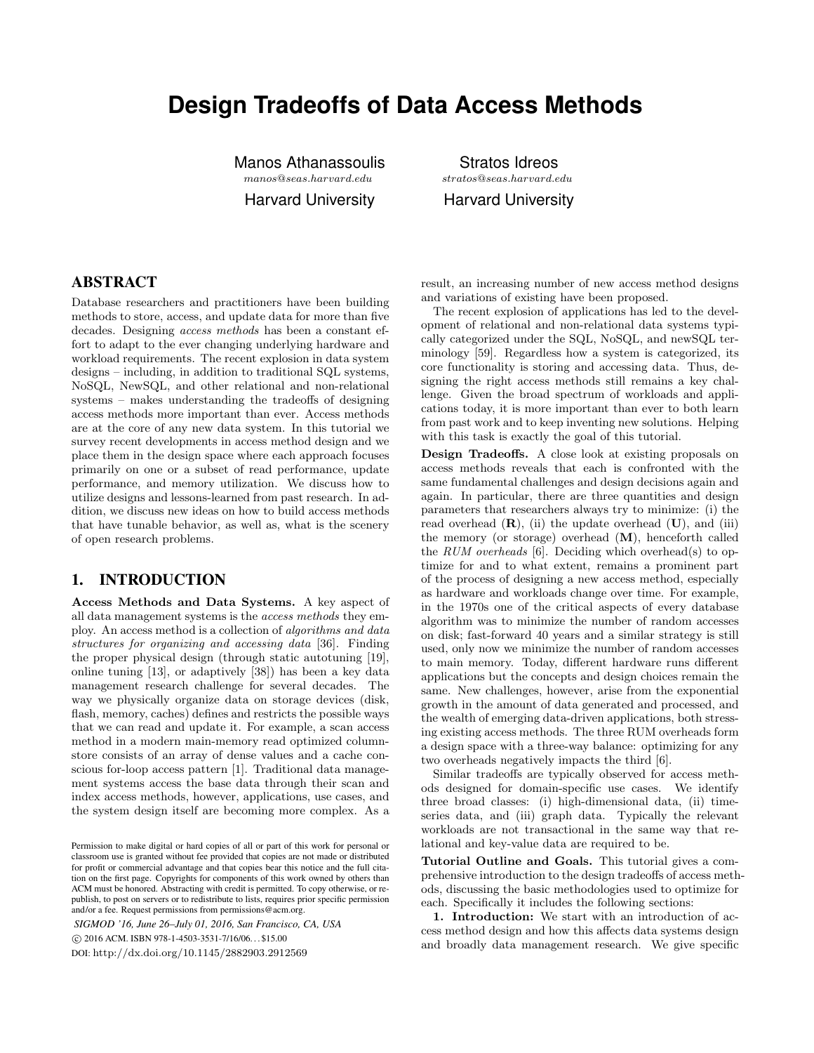# Design Tradeoffs of Data Access Methods

Manos Athanassoulis
*manos@seas.harvard.edu*
Harvard University

Stratos Idreos
*stratos@seas.harvard.edu*
Harvard University

## ABSTRACT

Database researchers and practitioners have been building methods to store, access, and update data for more than five decades. Designing *access methods* has been a constant effort to adapt to the ever changing underlying hardware and workload requirements. The recent explosion in data system designs – including, in addition to traditional SQL systems, NoSQL, NewSQL, and other relational and non-relational systems – makes understanding the tradeoffs of designing access methods more important than ever. Access methods are at the core of any new data system. In this tutorial we survey recent developments in access method design and we place them in the design space where each approach focuses primarily on one or a subset of read performance, update performance, and memory utilization. We discuss how to utilize designs and lessons-learned from past research. In addition, we discuss new ideas on how to build access methods that have tunable behavior, as well as, what is the scenery of open research problems.

## 1. INTRODUCTION

**Access Methods and Data Systems.** A key aspect of all data management systems is the *access methods* they employ. An access method is a collection of *algorithms and data structures for organizing and accessing data* [36]. Finding the proper physical design (through static autotuning [19], online tuning [13], or adaptively [38]) has been a key data management research challenge for several decades. The way we physically organize data on storage devices (disk, flash, memory, caches) defines and restricts the possible ways that we can read and update it. For example, a scan access method in a modern main-memory read optimized column-store consists of an array of dense values and a cache conscious for-loop access pattern [1]. Traditional data management systems access the base data through their scan and index access methods, however, applications, use cases, and the system design itself are becoming more complex. As a result, an increasing number of new access method designs and variations of existing have been proposed.

The recent explosion of applications has led to the development of relational and non-relational data systems typically categorized under the SQL, NoSQL, and newSQL terminology [59]. Regardless how a system is categorized, its core functionality is storing and accessing data. Thus, designing the right access methods still remains a key challenge. Given the broad spectrum of workloads and applications today, it is more important than ever to both learn from past work and to keep inventing new solutions. Helping with this task is exactly the goal of this tutorial.

**Design Tradeoffs.** A close look at existing proposals on access methods reveals that each is confronted with the same fundamental challenges and design decisions again and again. In particular, there are three quantities and design parameters that researchers always try to minimize: (i) the read overhead (**R**), (ii) the update overhead (**U**), and (iii) the memory (or storage) overhead (**M**), henceforth called the *RUM overheads* [6]. Deciding which overhead(s) to optimize for and to what extent, remains a prominent part of the process of designing a new access method, especially as hardware and workloads change over time. For example, in the 1970s one of the critical aspects of every database algorithm was to minimize the number of random accesses on disk; fast-forward 40 years and a similar strategy is still used, only now we minimize the number of random accesses to main memory. Today, different hardware runs different applications but the concepts and design choices remain the same. New challenges, however, arise from the exponential growth in the amount of data generated and processed, and the wealth of emerging data-driven applications, both stressing existing access methods. The three RUM overheads form a design space with a three-way balance: optimizing for any two overheads negatively impacts the third [6].

Similar tradeoffs are typically observed for access methods designed for domain-specific use cases. We identify three broad classes: (i) high-dimensional data, (ii) time-series data, and (iii) graph data. Typically the relevant workloads are not transactional in the same way that relational and key-value data are required to be.

**Tutorial Outline and Goals.** This tutorial gives a comprehensive introduction to the design tradeoffs of access methods, discussing the basic methodologies used to optimize for each. Specifically it includes the following sections:

**1. Introduction:** We start with an introduction of access method design and how this affects data systems design and broadly data management research. We give specific

Permission to make digital or hard copies of all or part of this work for personal or classroom use is granted without fee provided that copies are not made or distributed for profit or commercial advantage and that copies bear this notice and the full citation on the first page. Copyrights for components of this work owned by others than ACM must be honored. Abstracting with credit is permitted. To copy otherwise, or republish, to post on servers or to redistribute to lists, requires prior specific permission and/or a fee. Request permissions from permissions@acm.org.

*SIGMOD '16, June 26–July 01, 2016, San Francisco, CA, USA*
© 2016 ACM. ISBN 978-1-4503-3531-7/16/06...$15.00
DOI: http://dx.doi.org/10.1145/2882903.2912569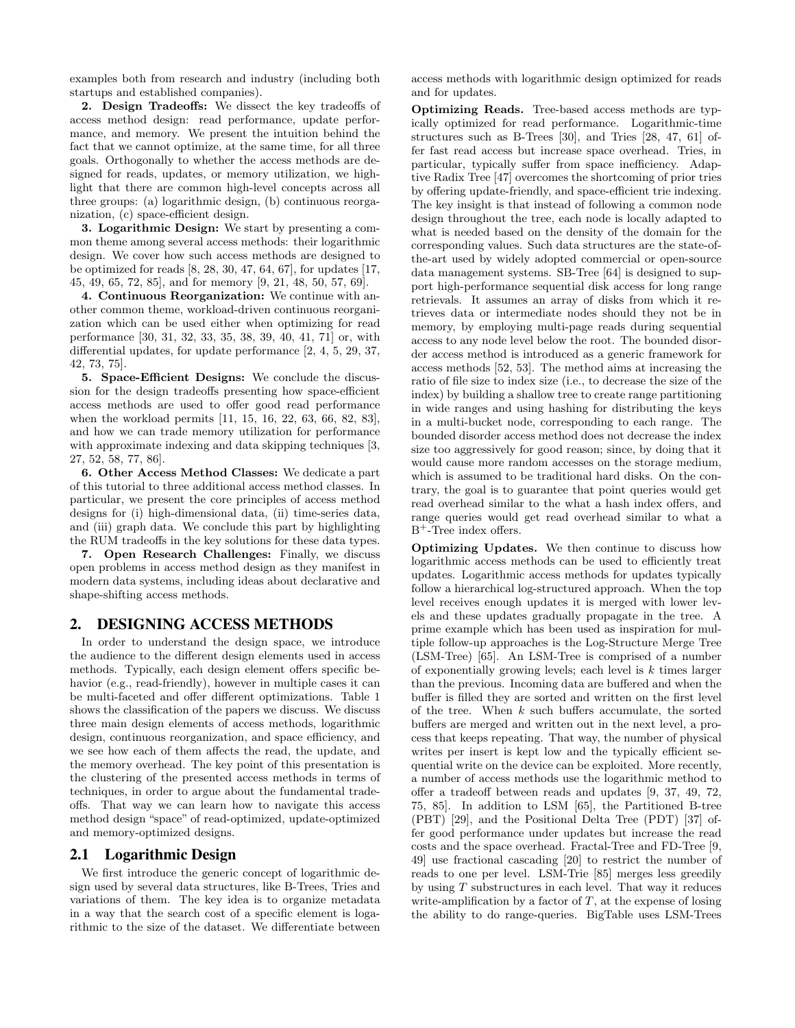examples both from research and industry (including both startups and established companies).

**2. Design Tradeoffs:** We dissect the key tradeoffs of access method design: read performance, update performance, and memory. We present the intuition behind the fact that we cannot optimize, at the same time, for all three goals. Orthogonally to whether the access methods are designed for reads, updates, or memory utilization, we highlight that there are common high-level concepts across all three groups: (a) logarithmic design, (b) continuous reorganization, (c) space-efficient design.

**3. Logarithmic Design:** We start by presenting a common theme among several access methods: their logarithmic design. We cover how such access methods are designed to be optimized for reads [8, 28, 30, 47, 64, 67], for updates [17, 45, 49, 65, 72, 85], and for memory [9, 21, 48, 50, 57, 69].

**4. Continuous Reorganization:** We continue with another common theme, workload-driven continuous reorganization which can be used either when optimizing for read performance [30, 31, 32, 33, 35, 38, 39, 40, 41, 71] or, with differential updates, for update performance [2, 4, 5, 29, 37, 42, 73, 75].

**5. Space-Efficient Designs:** We conclude the discussion for the design tradeoffs presenting how space-efficient access methods are used to offer good read performance when the workload permits [11, 15, 16, 22, 63, 66, 82, 83], and how we can trade memory utilization for performance with approximate indexing and data skipping techniques [3, 27, 52, 58, 77, 86].

**6. Other Access Method Classes:** We dedicate a part of this tutorial to three additional access method classes. In particular, we present the core principles of access method designs for (i) high-dimensional data, (ii) time-series data, and (iii) graph data. We conclude this part by highlighting the RUM tradeoffs in the key solutions for these data types.

**7. Open Research Challenges:** Finally, we discuss open problems in access method design as they manifest in modern data systems, including ideas about declarative and shape-shifting access methods.

## 2. DESIGNING ACCESS METHODS

In order to understand the design space, we introduce the audience to the different design elements used in access methods. Typically, each design element offers specific behavior (e.g., read-friendly), however in multiple cases it can be multi-faceted and offer different optimizations. Table 1 shows the classification of the papers we discuss. We discuss three main design elements of access methods, logarithmic design, continuous reorganization, and space efficiency, and we see how each of them affects the read, the update, and the memory overhead. The key point of this presentation is the clustering of the presented access methods in terms of techniques, in order to argue about the fundamental tradeoffs. That way we can learn how to navigate this access method design "space" of read-optimized, update-optimized and memory-optimized designs.

### 2.1 Logarithmic Design

We first introduce the generic concept of logarithmic design used by several data structures, like B-Trees, Tries and variations of them. The key idea is to organize metadata in a way that the search cost of a specific element is logarithmic to the size of the dataset. We differentiate between access methods with logarithmic design optimized for reads and for updates.

**Optimizing Reads.** Tree-based access methods are typically optimized for read performance. Logarithmic-time structures such as B-Trees [30], and Tries [28, 47, 61] offer fast read access but increase space overhead. Tries, in particular, typically suffer from space inefficiency. Adaptive Radix Tree [47] overcomes the shortcoming of prior tries by offering update-friendly, and space-efficient trie indexing. The key insight is that instead of following a common node design throughout the tree, each node is locally adapted to what is needed based on the density of the domain for the corresponding values. Such data structures are the state-of-the-art used by widely adopted commercial or open-source data management systems. SB-Tree [64] is designed to support high-performance sequential disk access for long range retrievals. It assumes an array of disks from which it retrieves data or intermediate nodes should they not be in memory, by employing multi-page reads during sequential access to any node level below the root. The bounded disorder access method is introduced as a generic framework for access methods [52, 53]. The method aims at increasing the ratio of file size to index size (i.e., to decrease the size of the index) by building a shallow tree to create range partitioning in wide ranges and using hashing for distributing the keys in a multi-bucket node, corresponding to each range. The bounded disorder access method does not decrease the index size too aggressively for good reason; since, by doing that it would cause more random accesses on the storage medium, which is assumed to be traditional hard disks. On the contrary, the goal is to guarantee that point queries would get read overhead similar to the what a hash index offers, and range queries would get read overhead similar to what a $B^+$-Tree index offers.

**Optimizing Updates.** We then continue to discuss how logarithmic access methods can be used to efficiently treat updates. Logarithmic access methods for updates typically follow a hierarchical log-structured approach. When the top level receives enough updates it is merged with lower levels and these updates gradually propagate in the tree. A prime example which has been used as inspiration for multiple follow-up approaches is the Log-Structure Merge Tree (LSM-Tree) [65]. An LSM-Tree is comprised of a number of exponentially growing levels; each level is $k$ times larger than the previous. Incoming data are buffered and when the buffer is filled they are sorted and written on the first level of the tree. When $k$ such buffers accumulate, the sorted buffers are merged and written out in the next level, a process that keeps repeating. That way, the number of physical writes per insert is kept low and the typically efficient sequential write on the device can be exploited. More recently, a number of access methods use the logarithmic method to offer a tradeoff between reads and updates [9, 37, 49, 72, 75, 85]. In addition to LSM [65], the Partitioned B-tree (PBT) [29], and the Positional Delta Tree (PDT) [37] offer good performance under updates but increase the read costs and the space overhead. Fractal-Tree and FD-Tree [9, 49] use fractional cascading [20] to restrict the number of reads to one per level. LSM-Trie [85] merges less greedily by using $T$ substructures in each level. That way it reduces write-amplification by a factor of $T$, at the expense of losing the ability to do range-queries. BigTable uses LSM-Trees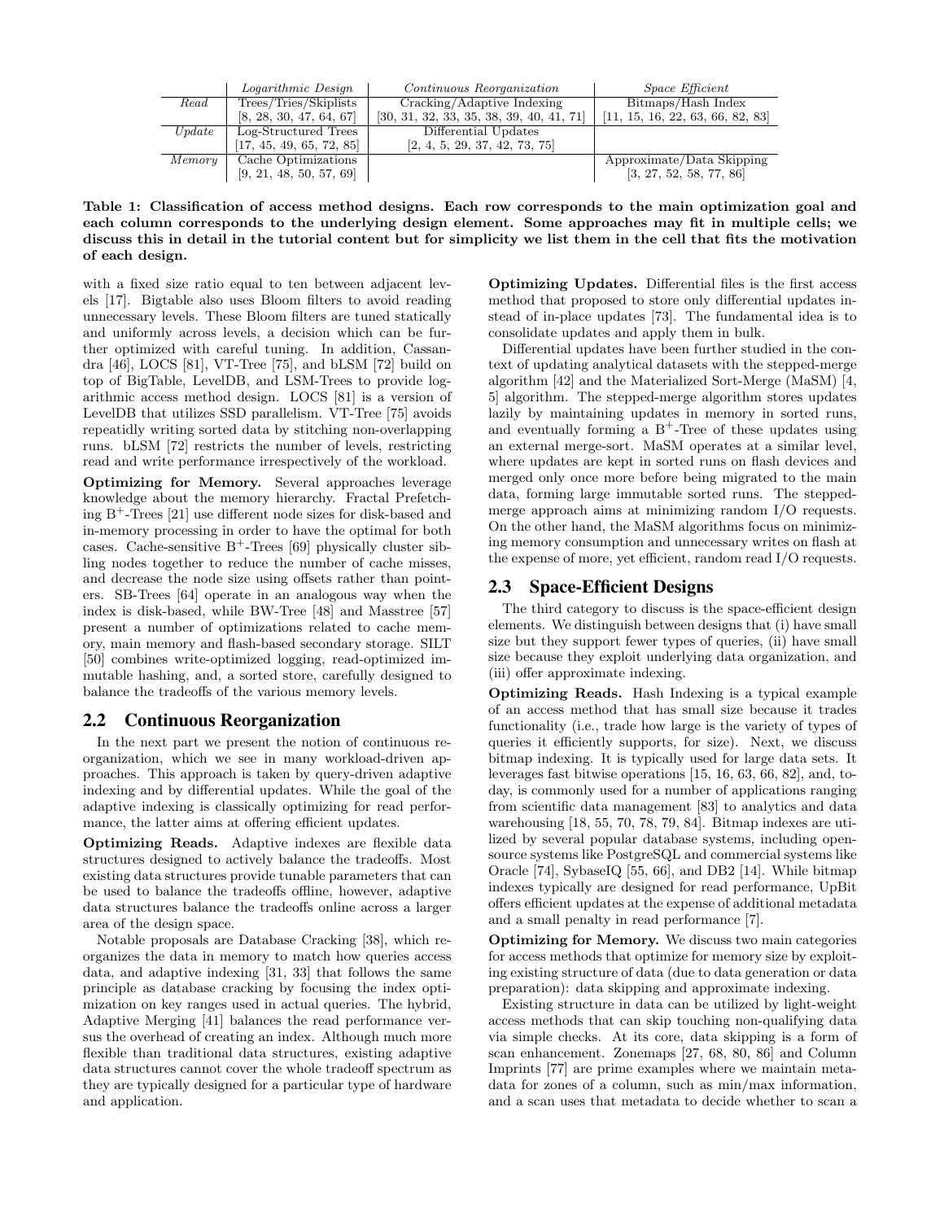| | *Logarithmic Design* | *Continuous Reorganization* | *Space Efficient* |
|---|---|---|---|
| *Read* | Trees/Tries/Skiplists [8, 28, 30, 47, 64, 67] | Cracking/Adaptive Indexing [30, 31, 32, 33, 35, 38, 39, 40, 41, 71] | Bitmaps/Hash Index [11, 15, 16, 22, 63, 66, 82, 83] |
| *Update* | Log-Structured Trees [17, 45, 49, 65, 72, 85] | Differential Updates [2, 4, 5, 29, 37, 42, 73, 75] | |
| *Memory* | Cache Optimizations [9, 21, 48, 50, 57, 69] | | Approximate/Data Skipping [3, 27, 52, 58, 77, 86] |

**Table 1: Classification of access method designs. Each row corresponds to the main optimization goal and each column corresponds to the underlying design element. Some approaches may fit in multiple cells; we discuss this in detail in the tutorial content but for simplicity we list them in the cell that fits the motivation of each design.**

with a fixed size ratio equal to ten between adjacent levels [17]. Bigtable also uses Bloom filters to avoid reading unnecessary levels. These Bloom filters are tuned statically and uniformly across levels, a decision which can be further optimized with careful tuning. In addition, Cassandra [46], LOCS [81], VT-Tree [75], and bLSM [72] build on top of BigTable, LevelDB, and LSM-Trees to provide logarithmic access method design. LOCS [81] is a version of LevelDB that utilizes SSD parallelism. VT-Tree [75] avoids repeatidly writing sorted data by stitching non-overlapping runs. bLSM [72] restricts the number of levels, restricting read and write performance irrespectively of the workload.

**Optimizing for Memory.** Several approaches leverage knowledge about the memory hierarchy. Fractal Prefetching B$^+$-Trees [21] use different node sizes for disk-based and in-memory processing in order to have the optimal for both cases. Cache-sensitive B$^+$-Trees [69] physically cluster sibling nodes together to reduce the number of cache misses, and decrease the node size using offsets rather than pointers. SB-Trees [64] operate in an analogous way when the index is disk-based, while BW-Tree [48] and Masstree [57] present a number of optimizations related to cache memory, main memory and flash-based secondary storage. SILT [50] combines write-optimized logging, read-optimized immutable hashing, and, a sorted store, carefully designed to balance the tradeoffs of the various memory levels.

## 2.2 Continuous Reorganization

In the next part we present the notion of continuous reorganization, which we see in many workload-driven approaches. This approach is taken by query-driven adaptive indexing and by differential updates. While the goal of the adaptive indexing is classically optimizing for read performance, the latter aims at offering efficient updates.

**Optimizing Reads.** Adaptive indexes are flexible data structures designed to actively balance the tradeoffs. Most existing data structures provide tunable parameters that can be used to balance the tradeoffs offline, however, adaptive data structures balance the tradeoffs online across a larger area of the design space.

Notable proposals are Database Cracking [38], which reorganizes the data in memory to match how queries access data, and adaptive indexing [31, 33] that follows the same principle as database cracking by focusing the index optimization on key ranges used in actual queries. The hybrid, Adaptive Merging [41] balances the read performance versus the overhead of creating an index. Although much more flexible than traditional data structures, existing adaptive data structures cannot cover the whole tradeoff spectrum as they are typically designed for a particular type of hardware and application.

**Optimizing Updates.** Differential files is the first access method that proposed to store only differential updates instead of in-place updates [73]. The fundamental idea is to consolidate updates and apply them in bulk.

Differential updates have been further studied in the context of updating analytical datasets with the stepped-merge algorithm [42] and the Materialized Sort-Merge (MaSM) [4, 5] algorithm. The stepped-merge algorithm stores updates lazily by maintaining updates in memory in sorted runs, and eventually forming a B$^+$-Tree of these updates using an external merge-sort. MaSM operates at a similar level, where updates are kept in sorted runs on flash devices and merged only once more before being migrated to the main data, forming large immutable sorted runs. The stepped-merge approach aims at minimizing random I/O requests. On the other hand, the MaSM algorithms focus on minimizing memory consumption and unnecessary writes on flash at the expense of more, yet efficient, random read I/O requests.

## 2.3 Space-Efficient Designs

The third category to discuss is the space-efficient design elements. We distinguish between designs that (i) have small size but they support fewer types of queries, (ii) have small size because they exploit underlying data organization, and (iii) offer approximate indexing.

**Optimizing Reads.** Hash Indexing is a typical example of an access method that has small size because it trades functionality (i.e., trade how large is the variety of types of queries it efficiently supports, for size). Next, we discuss bitmap indexing. It is typically used for large data sets. It leverages fast bitwise operations [15, 16, 63, 66, 82], and, today, is commonly used for a number of applications ranging from scientific data management [83] to analytics and data warehousing [18, 55, 70, 78, 79, 84]. Bitmap indexes are utilized by several popular database systems, including open-source systems like PostgreSQL and commercial systems like Oracle [74], SybaseIQ [55, 66], and DB2 [14]. While bitmap indexes typically are designed for read performance, UpBit offers efficient updates at the expense of additional metadata and a small penalty in read performance [7].

**Optimizing for Memory.** We discuss two main categories for access methods that optimize for memory size by exploiting existing structure of data (due to data generation or data preparation): data skipping and approximate indexing.

Existing structure in data can be utilized by light-weight access methods that can skip touching non-qualifying data via simple checks. At its core, data skipping is a form of scan enhancement. Zonemaps [27, 68, 80, 86] and Column Imprints [77] are prime examples where we maintain metadata for zones of a column, such as min/max information, and a scan uses that metadata to decide whether to scan a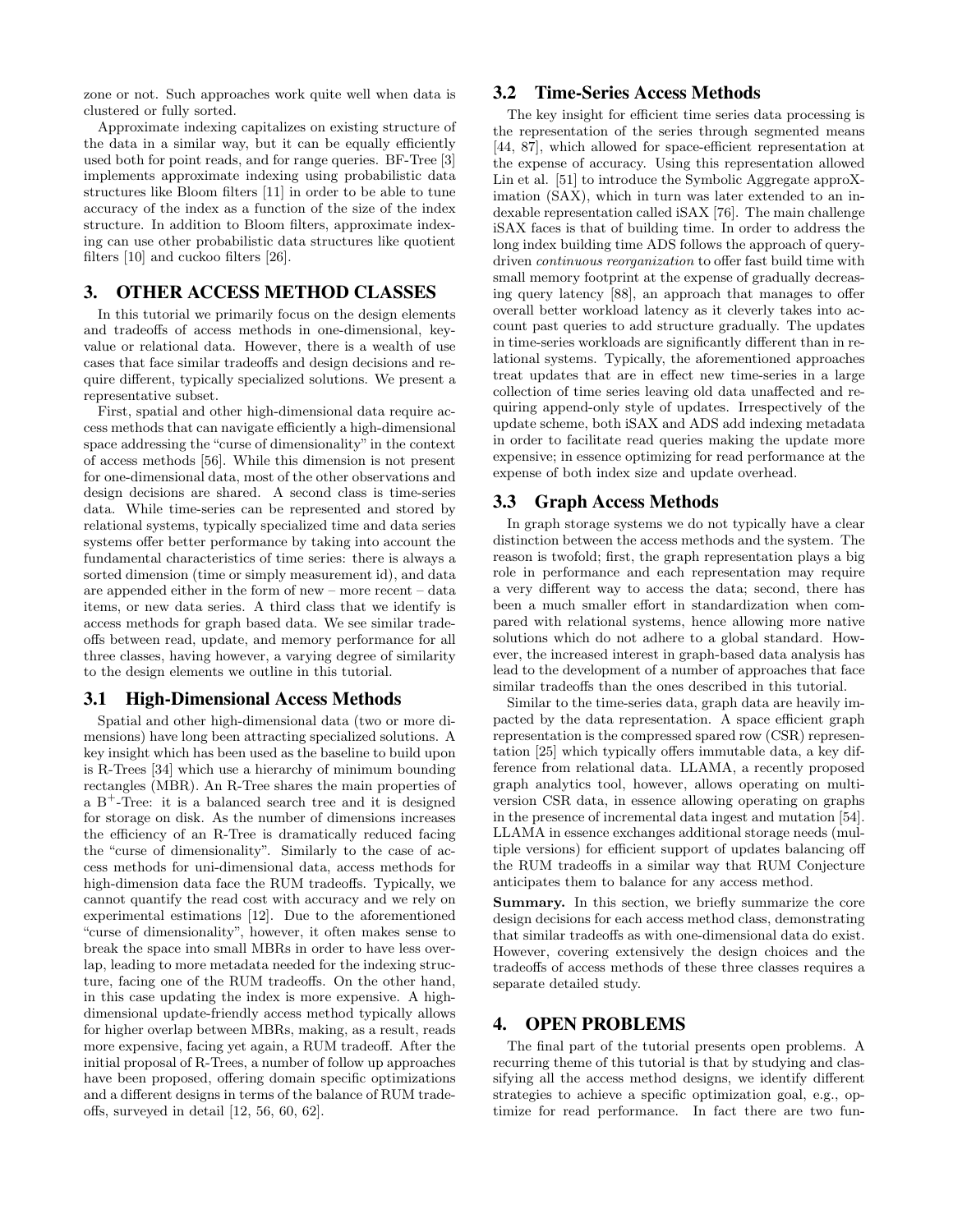zone or not. Such approaches work quite well when data is clustered or fully sorted.

Approximate indexing capitalizes on existing structure of the data in a similar way, but it can be equally efficiently used both for point reads, and for range queries. BF-Tree [3] implements approximate indexing using probabilistic data structures like Bloom filters [11] in order to be able to tune accuracy of the index as a function of the size of the index structure. In addition to Bloom filters, approximate indexing can use other probabilistic data structures like quotient filters [10] and cuckoo filters [26].

# 3. OTHER ACCESS METHOD CLASSES

In this tutorial we primarily focus on the design elements and tradeoffs of access methods in one-dimensional, key-value or relational data. However, there is a wealth of use cases that face similar tradeoffs and design decisions and require different, typically specialized solutions. We present a representative subset.

First, spatial and other high-dimensional data require access methods that can navigate efficiently a high-dimensional space addressing the "curse of dimensionality" in the context of access methods [56]. While this dimension is not present for one-dimensional data, most of the other observations and design decisions are shared. A second class is time-series data. While time-series can be represented and stored by relational systems, typically specialized time and data series systems offer better performance by taking into account the fundamental characteristics of time series: there is always a sorted dimension (time or simply measurement id), and data are appended either in the form of new – more recent – data items, or new data series. A third class that we identify is access methods for graph based data. We see similar tradeoffs between read, update, and memory performance for all three classes, having however, a varying degree of similarity to the design elements we outline in this tutorial.

## 3.1 High-Dimensional Access Methods

Spatial and other high-dimensional data (two or more dimensions) have long been attracting specialized solutions. A key insight which has been used as the baseline to build upon is R-Trees [34] which use a hierarchy of minimum bounding rectangles (MBR). An R-Tree shares the main properties of a B$^+$-Tree: it is a balanced search tree and it is designed for storage on disk. As the number of dimensions increases the efficiency of an R-Tree is dramatically reduced facing the "curse of dimensionality". Similarly to the case of access methods for uni-dimensional data, access methods for high-dimension data face the RUM tradeoffs. Typically, we cannot quantify the read cost with accuracy and we rely on experimental estimations [12]. Due to the aforementioned "curse of dimensionality", however, it often makes sense to break the space into small MBRs in order to have less overlap, leading to more metadata needed for the indexing structure, facing one of the RUM tradeoffs. On the other hand, in this case updating the index is more expensive. A high-dimensional update-friendly access method typically allows for higher overlap between MBRs, making, as a result, reads more expensive, facing yet again, a RUM tradeoff. After the initial proposal of R-Trees, a number of follow up approaches have been proposed, offering domain specific optimizations and a different designs in terms of the balance of RUM tradeoffs, surveyed in detail [12, 56, 60, 62].

## 3.2 Time-Series Access Methods

The key insight for efficient time series data processing is the representation of the series through segmented means [44, 87], which allowed for space-efficient representation at the expense of accuracy. Using this representation allowed Lin et al. [51] to introduce the Symbolic Aggregate approXimation (SAX), which in turn was later extended to an indexable representation called iSAX [76]. The main challenge iSAX faces is that of building time. In order to address the long index building time ADS follows the approach of query-driven *continuous reorganization* to offer fast build time with small memory footprint at the expense of gradually decreasing query latency [88], an approach that manages to offer overall better workload latency as it cleverly takes into account past queries to add structure gradually. The updates in time-series workloads are significantly different than in relational systems. Typically, the aforementioned approaches treat updates that are in effect new time-series in a large collection of time series leaving old data unaffected and requiring append-only style of updates. Irrespectively of the update scheme, both iSAX and ADS add indexing metadata in order to facilitate read queries making the update more expensive; in essence optimizing for read performance at the expense of both index size and update overhead.

## 3.3 Graph Access Methods

In graph storage systems we do not typically have a clear distinction between the access methods and the system. The reason is twofold; first, the graph representation plays a big role in performance and each representation may require a very different way to access the data; second, there has been a much smaller effort in standardization when compared with relational systems, hence allowing more native solutions which do not adhere to a global standard. However, the increased interest in graph-based data analysis has lead to the development of a number of approaches that face similar tradeoffs than the ones described in this tutorial.

Similar to the time-series data, graph data are heavily impacted by the data representation. A space efficient graph representation is the compressed spared row (CSR) representation [25] which typically offers immutable data, a key difference from relational data. LLAMA, a recently proposed graph analytics tool, however, allows operating on multi-version CSR data, in essence allowing operating on graphs in the presence of incremental data ingest and mutation [54]. LLAMA in essence exchanges additional storage needs (multiple versions) for efficient support of updates balancing off the RUM tradeoffs in a similar way that RUM Conjecture anticipates them to balance for any access method.

**Summary.** In this section, we briefly summarize the core design decisions for each access method class, demonstrating that similar tradeoffs as with one-dimensional data do exist. However, covering extensively the design choices and the tradeoffs of access methods of these three classes requires a separate detailed study.

# 4. OPEN PROBLEMS

The final part of the tutorial presents open problems. A recurring theme of this tutorial is that by studying and classifying all the access method designs, we identify different strategies to achieve a specific optimization goal, e.g., optimize for read performance. In fact there are two fun-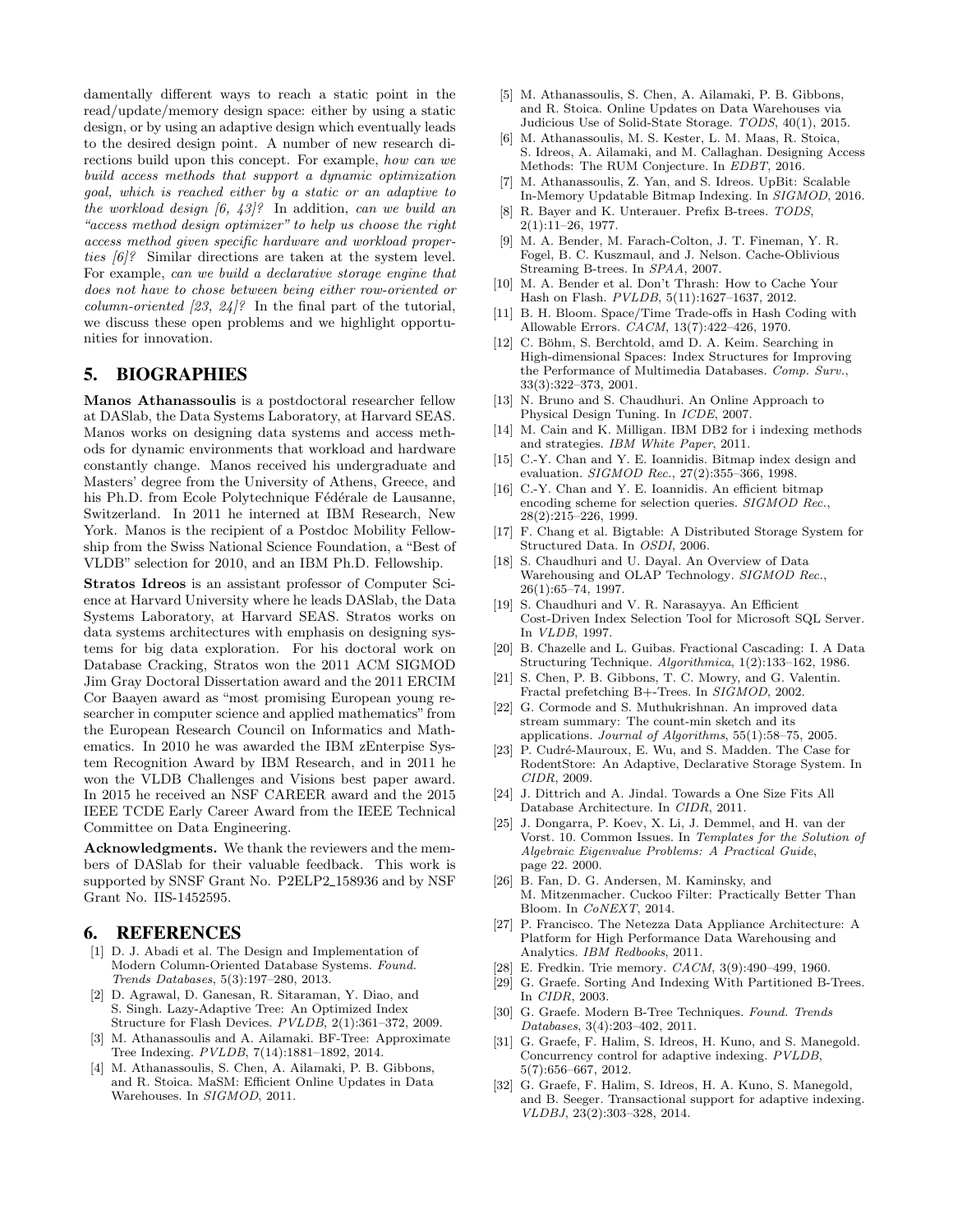damentally different ways to reach a static point in the read/update/memory design space: either by using a static design, or by using an adaptive design which eventually leads to the desired design point. A number of new research directions build upon this concept. For example, *how can we build access methods that support a dynamic optimization goal, which is reached either by a static or an adaptive to the workload design [6, 43]?* In addition, *can we build an "access method design optimizer" to help us choose the right access method given specific hardware and workload properties [6]?* Similar directions are taken at the system level. For example, *can we build a declarative storage engine that does not have to chose between being either row-oriented or column-oriented [23, 24]?* In the final part of the tutorial, we discuss these open problems and we highlight opportunities for innovation.

## 5. BIOGRAPHIES

**Manos Athanassoulis** is a postdoctoral researcher fellow at DASlab, the Data Systems Laboratory, at Harvard SEAS. Manos works on designing data systems and access methods for dynamic environments that workload and hardware constantly change. Manos received his undergraduate and Masters' degree from the University of Athens, Greece, and his Ph.D. from Ecole Polytechnique Fédérale de Lausanne, Switzerland. In 2011 he interned at IBM Research, New York. Manos is the recipient of a Postdoc Mobility Fellowship from the Swiss National Science Foundation, a "Best of VLDB" selection for 2010, and an IBM Ph.D. Fellowship.

**Stratos Idreos** is an assistant professor of Computer Science at Harvard University where he leads DASlab, the Data Systems Laboratory, at Harvard SEAS. Stratos works on data systems architectures with emphasis on designing systems for big data exploration. For his doctoral work on Database Cracking, Stratos won the 2011 ACM SIGMOD Jim Gray Doctoral Dissertation award and the 2011 ERCIM Cor Baayen award as "most promising European young researcher in computer science and applied mathematics" from the European Research Council on Informatics and Mathematics. In 2010 he was awarded the IBM zEnterprise System Recognition Award by IBM Research, and in 2011 he won the VLDB Challenges and Visions best paper award. In 2015 he received an NSF CAREER award and the 2015 IEEE TCDE Early Career Award from the IEEE Technical Committee on Data Engineering.

**Acknowledgments.** We thank the reviewers and the members of DASlab for their valuable feedback. This work is supported by SNSF Grant No. P2ELP2_158936 and by NSF Grant No. IIS-1452595.

## 6. REFERENCES

[1] D. J. Abadi et al. The Design and Implementation of Modern Column-Oriented Database Systems. *Found. Trends Databases*, 5(3):197–280, 2013.

[2] D. Agrawal, D. Ganesan, R. Sitaraman, Y. Diao, and S. Singh. Lazy-Adaptive Tree: An Optimized Index Structure for Flash Devices. *PVLDB*, 2(1):361–372, 2009.

[3] M. Athanassoulis and A. Ailamaki. BF-Tree: Approximate Tree Indexing. *PVLDB*, 7(14):1881–1892, 2014.

[4] M. Athanassoulis, S. Chen, A. Ailamaki, P. B. Gibbons, and R. Stoica. MaSM: Efficient Online Updates in Data Warehouses. In *SIGMOD*, 2011.

[5] M. Athanassoulis, S. Chen, A. Ailamaki, P. B. Gibbons, and R. Stoica. Online Updates on Data Warehouses via Judicious Use of Solid-State Storage. *TODS*, 40(1), 2015.

[6] M. Athanassoulis, M. S. Kester, L. M. Maas, R. Stoica, S. Idreos, A. Ailamaki, and M. Callaghan. Designing Access Methods: The RUM Conjecture. In *EDBT*, 2016.

[7] M. Athanassoulis, Z. Yan, and S. Idreos. UpBit: Scalable In-Memory Updatable Bitmap Indexing. In *SIGMOD*, 2016.

[8] R. Bayer and K. Unterauer. Prefix B-trees. *TODS*, 2(1):11–26, 1977.

[9] M. A. Bender, M. Farach-Colton, J. T. Fineman, Y. R. Fogel, B. C. Kuszmaul, and J. Nelson. Cache-Oblivious Streaming B-trees. In *SPAA*, 2007.

[10] M. A. Bender et al. Don't Thrash: How to Cache Your Hash on Flash. *PVLDB*, 5(11):1627–1637, 2012.

[11] B. H. Bloom. Space/Time Trade-offs in Hash Coding with Allowable Errors. *CACM*, 13(7):422–426, 1970.

[12] C. Böhm, S. Berchtold, amd D. A. Keim. Searching in High-dimensional Spaces: Index Structures for Improving the Performance of Multimedia Databases. *Comp. Surv.*, 33(3):322–373, 2001.

[13] N. Bruno and S. Chaudhuri. An Online Approach to Physical Design Tuning. In *ICDE*, 2007.

[14] M. Cain and K. Milligan. IBM DB2 for i indexing methods and strategies. *IBM White Paper*, 2011.

[15] C.-Y. Chan and Y. E. Ioannidis. Bitmap index design and evaluation. *SIGMOD Rec.*, 27(2):355–366, 1998.

[16] C.-Y. Chan and Y. E. Ioannidis. An efficient bitmap encoding scheme for selection queries. *SIGMOD Rec.*, 28(2):215–226, 1999.

[17] F. Chang et al. Bigtable: A Distributed Storage System for Structured Data. In *OSDI*, 2006.

[18] S. Chaudhuri and U. Dayal. An Overview of Data Warehousing and OLAP Technology. *SIGMOD Rec.*, 26(1):65–74, 1997.

[19] S. Chaudhuri and V. R. Narasayya. An Efficient Cost-Driven Index Selection Tool for Microsoft SQL Server. In *VLDB*, 1997.

[20] B. Chazelle and L. Guibas. Fractional Cascading: I. A Data Structuring Technique. *Algorithmica*, 1(2):133–162, 1986.

[21] S. Chen, P. B. Gibbons, T. C. Mowry, and G. Valentin. Fractal prefetching B+-Trees. In *SIGMOD*, 2002.

[22] G. Cormode and S. Muthukrishnan. An improved data stream summary: The count-min sketch and its applications. *Journal of Algorithms*, 55(1):58–75, 2005.

[23] P. Cudré-Mauroux, E. Wu, and S. Madden. The Case for RodentStore: An Adaptive, Declarative Storage System. In *CIDR*, 2009.

[24] J. Dittrich and A. Jindal. Towards a One Size Fits All Database Architecture. In *CIDR*, 2011.

[25] J. Dongarra, P. Koev, X. Li, J. Demmel, and H. van der Vorst. 10. Common Issues. In *Templates for the Solution of Algebraic Eigenvalue Problems: A Practical Guide*, page 22. 2000.

[26] B. Fan, D. G. Andersen, M. Kaminsky, and M. Mitzenmacher. Cuckoo Filter: Practically Better Than Bloom. In *CoNEXT*, 2014.

[27] P. Francisco. The Netezza Data Appliance Architecture: A Platform for High Performance Data Warehousing and Analytics. *IBM Redbooks*, 2011.

[28] E. Fredkin. Trie memory. *CACM*, 3(9):490–499, 1960.

[29] G. Graefe. Sorting And Indexing With Partitioned B-Trees. In *CIDR*, 2003.

[30] G. Graefe. Modern B-Tree Techniques. *Found. Trends Databases*, 3(4):203–402, 2011.

[31] G. Graefe, F. Halim, S. Idreos, H. Kuno, and S. Manegold. Concurrency control for adaptive indexing. *PVLDB*, 5(7):656–667, 2012.

[32] G. Graefe, F. Halim, S. Idreos, H. A. Kuno, S. Manegold, and B. Seeger. Transactional support for adaptive indexing. *VLDBJ*, 23(2):303–328, 2014.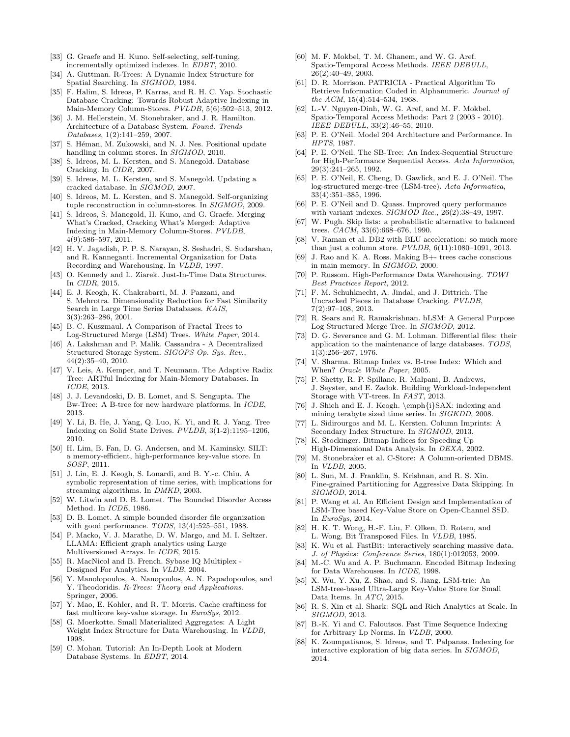[33] G. Graefe and H. Kuno. Self-selecting, self-tuning, incrementally optimized indexes. In *EDBT*, 2010.

[34] A. Guttman. R-Trees: A Dynamic Index Structure for Spatial Searching. In *SIGMOD*, 1984.

[35] F. Halim, S. Idreos, P. Karras, and R. H. C. Yap. Stochastic Database Cracking: Towards Robust Adaptive Indexing in Main-Memory Column-Stores. *PVLDB*, 5(6):502–513, 2012.

[36] J. M. Hellerstein, M. Stonebraker, and J. R. Hamilton. Architecture of a Database System. *Found. Trends Databases*, 1(2):141–259, 2007.

[37] S. Héman, M. Zukowski, and N. J. Nes. Positional update handling in column stores. In *SIGMOD*, 2010.

[38] S. Idreos, M. L. Kersten, and S. Manegold. Database Cracking. In *CIDR*, 2007.

[39] S. Idreos, M. L. Kersten, and S. Manegold. Updating a cracked database. In *SIGMOD*, 2007.

[40] S. Idreos, M. L. Kersten, and S. Manegold. Self-organizing tuple reconstruction in column-stores. In *SIGMOD*, 2009.

[41] S. Idreos, S. Manegold, H. Kuno, and G. Graefe. Merging What's Cracked, Cracking What's Merged: Adaptive Indexing in Main-Memory Column-Stores. *PVLDB*, 4(9):586–597, 2011.

[42] H. V. Jagadish, P. P. S. Narayan, S. Seshadri, S. Sudarshan, and R. Kanneganti. Incremental Organization for Data Recording and Warehousing. In *VLDB*, 1997.

[43] O. Kennedy and L. Ziarek. Just-In-Time Data Structures. In *CIDR*, 2015.

[44] E. J. Keogh, K. Chakrabarti, M. J. Pazzani, and S. Mehrotra. Dimensionality Reduction for Fast Similarity Search in Large Time Series Databases. *KAIS*, 3(3):263–286, 2001.

[45] B. C. Kuszmaul. A Comparison of Fractal Trees to Log-Structured Merge (LSM) Trees. *White Paper*, 2014.

[46] A. Lakshman and P. Malik. Cassandra - A Decentralized Structured Storage System. *SIGOPS Op. Sys. Rev.*, 44(2):35–40, 2010.

[47] V. Leis, A. Kemper, and T. Neumann. The Adaptive Radix Tree: ARTful Indexing for Main-Memory Databases. In *ICDE*, 2013.

[48] J. J. Levandoski, D. B. Lomet, and S. Sengupta. The Bw-Tree: A B-tree for new hardware platforms. In *ICDE*, 2013.

[49] Y. Li, B. He, J. Yang, Q. Luo, K. Yi, and R. J. Yang. Tree Indexing on Solid State Drives. *PVLDB*, 3(1-2):1195–1206, 2010.

[50] H. Lim, B. Fan, D. G. Andersen, and M. Kaminsky. SILT: a memory-efficient, high-performance key-value store. In *SOSP*, 2011.

[51] J. Lin, E. J. Keogh, S. Lonardi, and B. Y.-c. Chiu. A symbolic representation of time series, with implications for streaming algorithms. In *DMKD*, 2003.

[52] W. Litwin and D. B. Lomet. The Bounded Disorder Access Method. In *ICDE*, 1986.

[53] D. B. Lomet. A simple bounded disorder file organization with good performance. *TODS*, 13(4):525–551, 1988.

[54] P. Macko, V. J. Marathe, D. W. Margo, and M. I. Seltzer. LLAMA: Efficient graph analytics using Large Multiversioned Arrays. In *ICDE*, 2015.

[55] R. MacNicol and B. French. Sybase IQ Multiplex - Designed For Analytics. In *VLDB*, 2004.

[56] Y. Manolopoulos, A. Nanopoulos, A. N. Papadopoulos, and Y. Theodoridis. *R-Trees: Theory and Applications*. Springer, 2006.

[57] Y. Mao, E. Kohler, and R. T. Morris. Cache craftiness for fast multicore key-value storage. In *EuroSys*, 2012.

[58] G. Moerkotte. Small Materialized Aggregates: A Light Weight Index Structure for Data Warehousing. In *VLDB*, 1998.

[59] C. Mohan. Tutorial: An In-Depth Look at Modern Database Systems. In *EDBT*, 2014.

[60] M. F. Mokbel, T. M. Ghanem, and W. G. Aref. Spatio-Temporal Access Methods. *IEEE DEBULL*, 26(2):40–49, 2003.

[61] D. R. Morrison. PATRICIA - Practical Algorithm To Retrieve Information Coded in Alphanumeric. *Journal of the ACM*, 15(4):514–534, 1968.

[62] L.-V. Nguyen-Dinh, W. G. Aref, and M. F. Mokbel. Spatio-Temporal Access Methods: Part 2 (2003 - 2010). *IEEE DEBULL*, 33(2):46–55, 2010.

[63] P. E. O'Neil. Model 204 Architecture and Performance. In *HPTS*, 1987.

[64] P. E. O'Neil. The SB-Tree: An Index-Sequential Structure for High-Performance Sequential Access. *Acta Informatica*, 29(3):241–265, 1992.

[65] P. E. O'Neil, E. Cheng, D. Gawlick, and E. J. O'Neil. The log-structured merge-tree (LSM-tree). *Acta Informatica*, 33(4):351–385, 1996.

[66] P. E. O'Neil and D. Quass. Improved query performance with variant indexes. *SIGMOD Rec.*, 26(2):38–49, 1997.

[67] W. Pugh. Skip lists: a probabilistic alternative to balanced trees. *CACM*, 33(6):668–676, 1990.

[68] V. Raman et al. DB2 with BLU acceleration: so much more than just a column store. *PVLDB*, 6(11):1080–1091, 2013.

[69] J. Rao and K. A. Ross. Making B+- trees cache conscious in main memory. In *SIGMOD*, 2000.

[70] P. Russom. High-Performance Data Warehousing. *TDWI Best Practices Report*, 2012.

[71] F. M. Schuhknecht, A. Jindal, and J. Dittrich. The Uncracked Pieces in Database Cracking. *PVLDB*, 7(2):97–108, 2013.

[72] R. Sears and R. Ramakrishnan. bLSM: A General Purpose Log Structured Merge Tree. In *SIGMOD*, 2012.

[73] D. G. Severance and G. M. Lohman. Differential files: their application to the maintenance of large databases. *TODS*, 1(3):256–267, 1976.

[74] V. Sharma. Bitmap Index vs. B-tree Index: Which and When? *Oracle White Paper*, 2005.

[75] P. Shetty, R. P. Spillane, R. Malpani, B. Andrews, J. Seyster, and E. Zadok. Building Workload-Independent Storage with VT-trees. In *FAST*, 2013.

[76] J. Shieh and E. J. Keogh. \emph{i}SAX: indexing and mining terabyte sized time series. In *SIGKDD*, 2008.

[77] L. Sidirourgos and M. L. Kersten. Column Imprints: A Secondary Index Structure. In *SIGMOD*, 2013.

[78] K. Stockinger. Bitmap Indices for Speeding Up High-Dimensional Data Analysis. In *DEXA*, 2002.

[79] M. Stonebraker et al. C-Store: A Column-oriented DBMS. In *VLDB*, 2005.

[80] L. Sun, M. J. Franklin, S. Krishnan, and R. S. Xin. Fine-grained Partitioning for Aggressive Data Skipping. In *SIGMOD*, 2014.

[81] P. Wang et al. An Efficient Design and Implementation of LSM-Tree based Key-Value Store on Open-Channel SSD. In *EuroSys*, 2014.

[82] H. K. T. Wong, H.-F. Liu, F. Olken, D. Rotem, and L. Wong. Bit Transposed Files. In *VLDB*, 1985.

[83] K. Wu et al. FastBit: interactively searching massive data. *J. of Physics: Conference Series*, 180(1):012053, 2009.

[84] M.-C. Wu and A. P. Buchmann. Encoded Bitmap Indexing for Data Warehouses. In *ICDE*, 1998.

[85] X. Wu, Y. Xu, Z. Shao, and S. Jiang. LSM-trie: An LSM-tree-based Ultra-Large Key-Value Store for Small Data Items. In *ATC*, 2015.

[86] R. S. Xin et al. Shark: SQL and Rich Analytics at Scale. In *SIGMOD*, 2013.

[87] B.-K. Yi and C. Faloutsos. Fast Time Sequence Indexing for Arbitrary Lp Norms. In *VLDB*, 2000.

[88] K. Zoumpatianos, S. Idreos, and T. Palpanas. Indexing for interactive exploration of big data series. In *SIGMOD*, 2014.